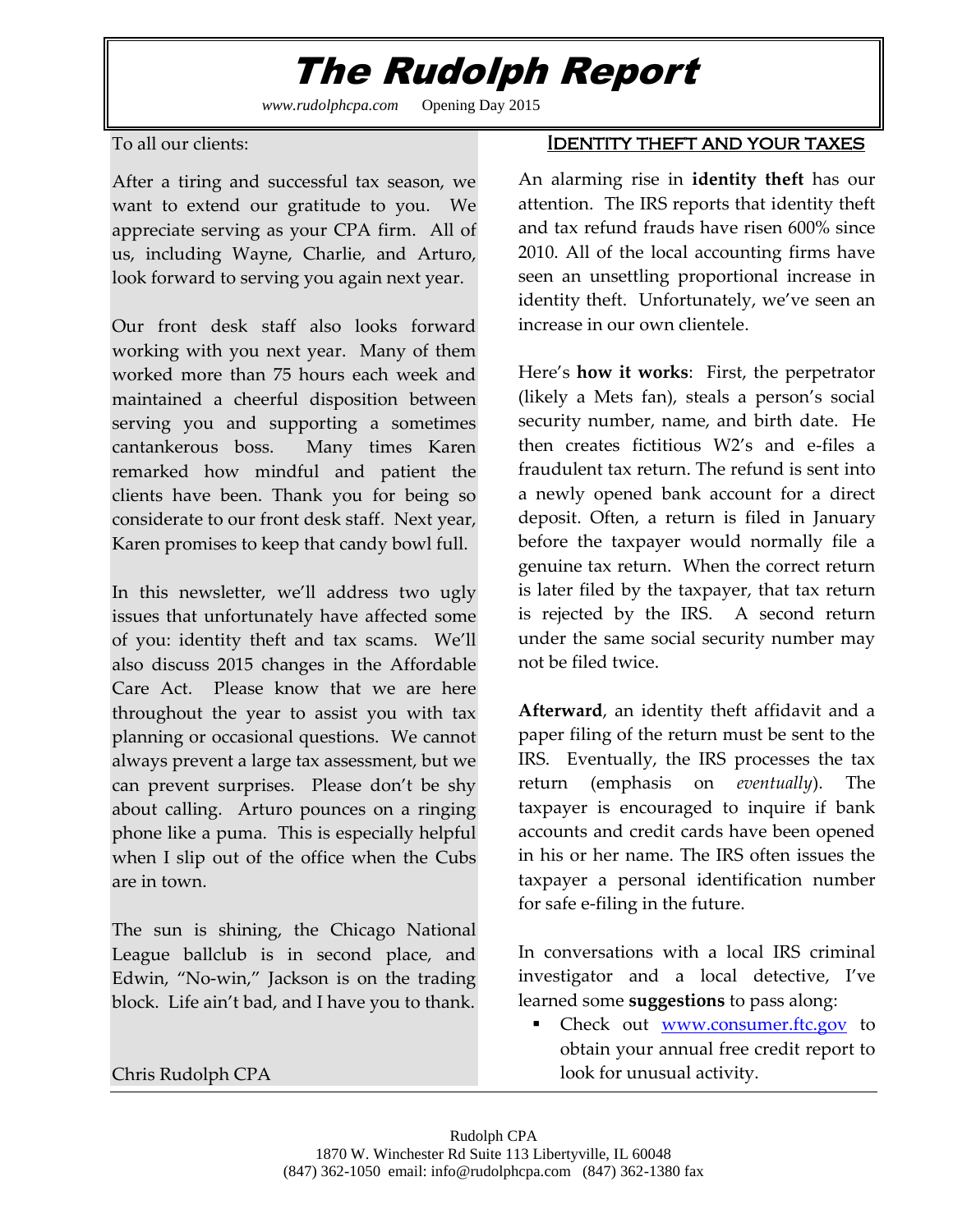# The Rudolph Report

*www.rudolphcpa.com* Opening Day 2015

To all our clients:

After a tiring and successful tax season, we want to extend our gratitude to you. We appreciate serving as your CPA firm. All of us, including Wayne, Charlie, and Arturo, look forward to serving you again next year.

Our front desk staff also looks forward working with you next year. Many of them worked more than 75 hours each week and maintained a cheerful disposition between serving you and supporting a sometimes cantankerous boss. Many times Karen remarked how mindful and patient the clients have been. Thank you for being so considerate to our front desk staff. Next year, Karen promises to keep that candy bowl full.

In this newsletter, we'll address two ugly issues that unfortunately have affected some of you: identity theft and tax scams. We'll also discuss 2015 changes in the Affordable Care Act. Please know that we are here throughout the year to assist you with tax planning or occasional questions. We cannot always prevent a large tax assessment, but we can prevent surprises. Please don't be shy about calling. Arturo pounces on a ringing phone like a puma. This is especially helpful when I slip out of the office when the Cubs are in town.

The sun is shining, the Chicago National League ballclub is in second place, and Edwin, "No-win," Jackson is on the trading block. Life ain't bad, and I have you to thank.

Chris Rudolph CPA

## Identity theft and your taxes

An alarming rise in **identity theft** has our attention. The IRS reports that identity theft and tax refund frauds have risen 600% since 2010. All of the local accounting firms have seen an unsettling proportional increase in identity theft. Unfortunately, we've seen an increase in our own clientele.

Here's **how it works**: First, the perpetrator (likely a Mets fan), steals a person's social security number, name, and birth date. He then creates fictitious W2's and e-files a fraudulent tax return. The refund is sent into a newly opened bank account for a direct deposit. Often, a return is filed in January before the taxpayer would normally file a genuine tax return. When the correct return is later filed by the taxpayer, that tax return is rejected by the IRS. A second return under the same social security number may not be filed twice.

**Afterward**, an identity theft affidavit and a paper filing of the return must be sent to the IRS. Eventually, the IRS processes the tax return (emphasis on *eventually*). The taxpayer is encouraged to inquire if bank accounts and credit cards have been opened in his or her name. The IRS often issues the taxpayer a personal identification number for safe e-filing in the future.

In conversations with a local IRS criminal investigator and a local detective, I've learned some **suggestions** to pass along:

- Check out www.consumer.ftc.gov to obtain your annual free credit report to look for unusual activity.

Rudolph CPA
1870 W. Winchester Rd Suite 113 Libertyville, IL 60048
(847) 362-1050 email: info@rudolphcpa.com (847) 362-1380 fax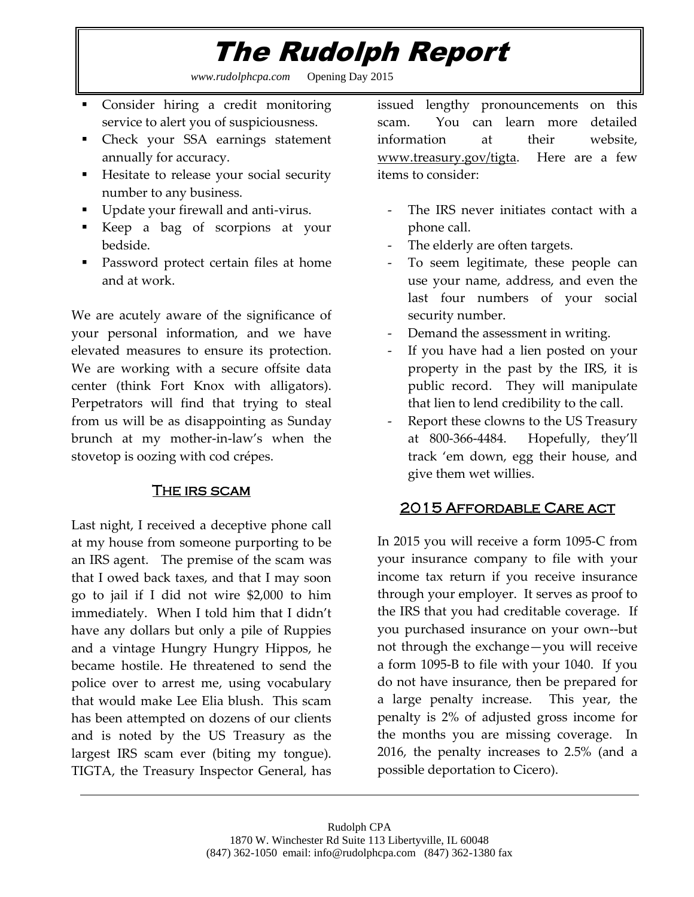# The Rudolph Report

*www.rudolphcpa.com* Opening Day 2015

- Consider hiring a credit monitoring service to alert you of suspiciousness.
- Check your SSA earnings statement annually for accuracy.
- Hesitate to release your social security number to any business.
- Update your firewall and anti-virus.
- Keep a bag of scorpions at your bedside.
- Password protect certain files at home and at work.

We are acutely aware of the significance of your personal information, and we have elevated measures to ensure its protection. We are working with a secure offsite data center (think Fort Knox with alligators). Perpetrators will find that trying to steal from us will be as disappointing as Sunday brunch at my mother-in-law's when the stovetop is oozing with cod crépes.

## The irs scam

Last night, I received a deceptive phone call at my house from someone purporting to be an IRS agent. The premise of the scam was that I owed back taxes, and that I may soon go to jail if I did not wire $2,000 to him immediately. When I told him that I didn't have any dollars but only a pile of Ruppies and a vintage Hungry Hungry Hippos, he became hostile. He threatened to send the police over to arrest me, using vocabulary that would make Lee Elia blush. This scam has been attempted on dozens of our clients and is noted by the US Treasury as the largest IRS scam ever (biting my tongue). TIGTA, the Treasury Inspector General, has issued lengthy pronouncements on this scam. You can learn more detailed information at their website, www.treasury.gov/tigta. Here are a few items to consider:

- The IRS never initiates contact with a phone call.
- The elderly are often targets.
- To seem legitimate, these people can use your name, address, and even the last four numbers of your social security number.
- Demand the assessment in writing.
- If you have had a lien posted on your property in the past by the IRS, it is public record. They will manipulate that lien to lend credibility to the call.
- Report these clowns to the US Treasury at 800-366-4484. Hopefully, they'll track 'em down, egg their house, and give them wet willies.

## 2015 Affordable Care act

In 2015 you will receive a form 1095-C from your insurance company to file with your income tax return if you receive insurance through your employer. It serves as proof to the IRS that you had creditable coverage. If you purchased insurance on your own--but not through the exchange—you will receive a form 1095-B to file with your 1040. If you do not have insurance, then be prepared for a large penalty increase. This year, the penalty is 2% of adjusted gross income for the months you are missing coverage. In 2016, the penalty increases to 2.5% (and a possible deportation to Cicero).

Rudolph CPA
1870 W. Winchester Rd Suite 113 Libertyville, IL 60048
(847) 362-1050 email: info@rudolphcpa.com (847) 362-1380 fax